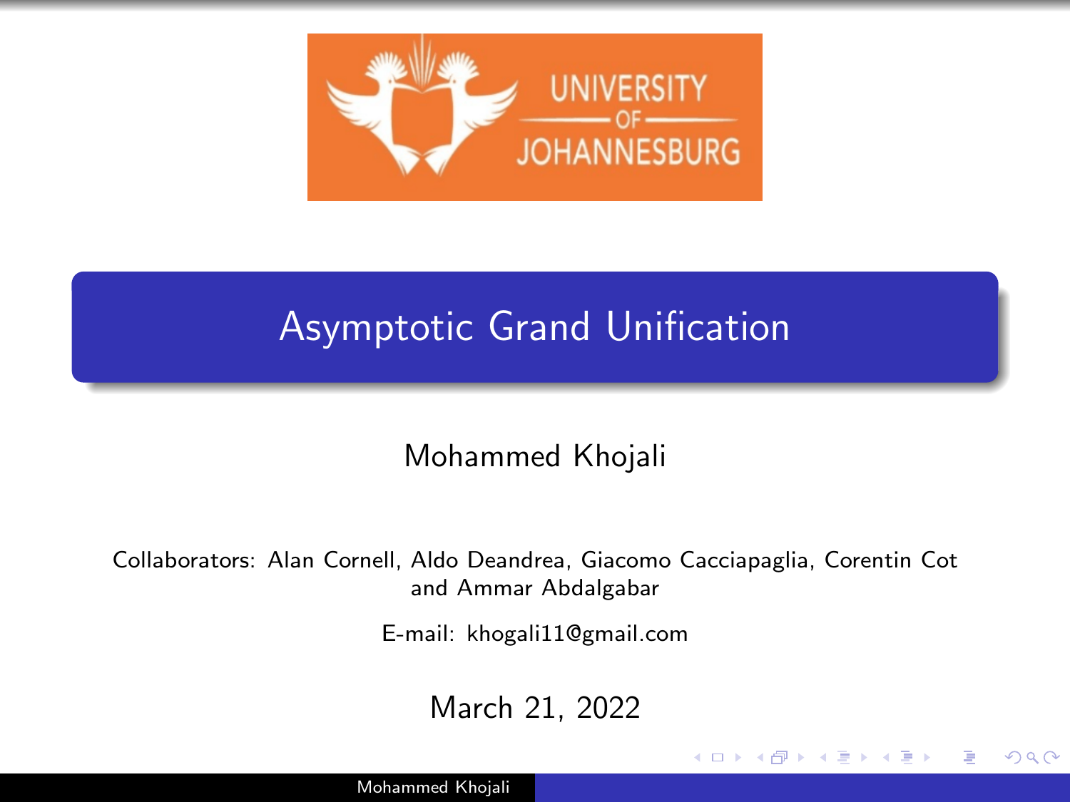# Asymptotic Grand Unification

Mohammed Khojali

Collaborators: Alan Cornell, Aldo Deandrea, Giacomo Cacciapaglia, Corentin Cot and Ammar Abdalgabar

E-mail: khogali11@gmail.com

March 21, 2022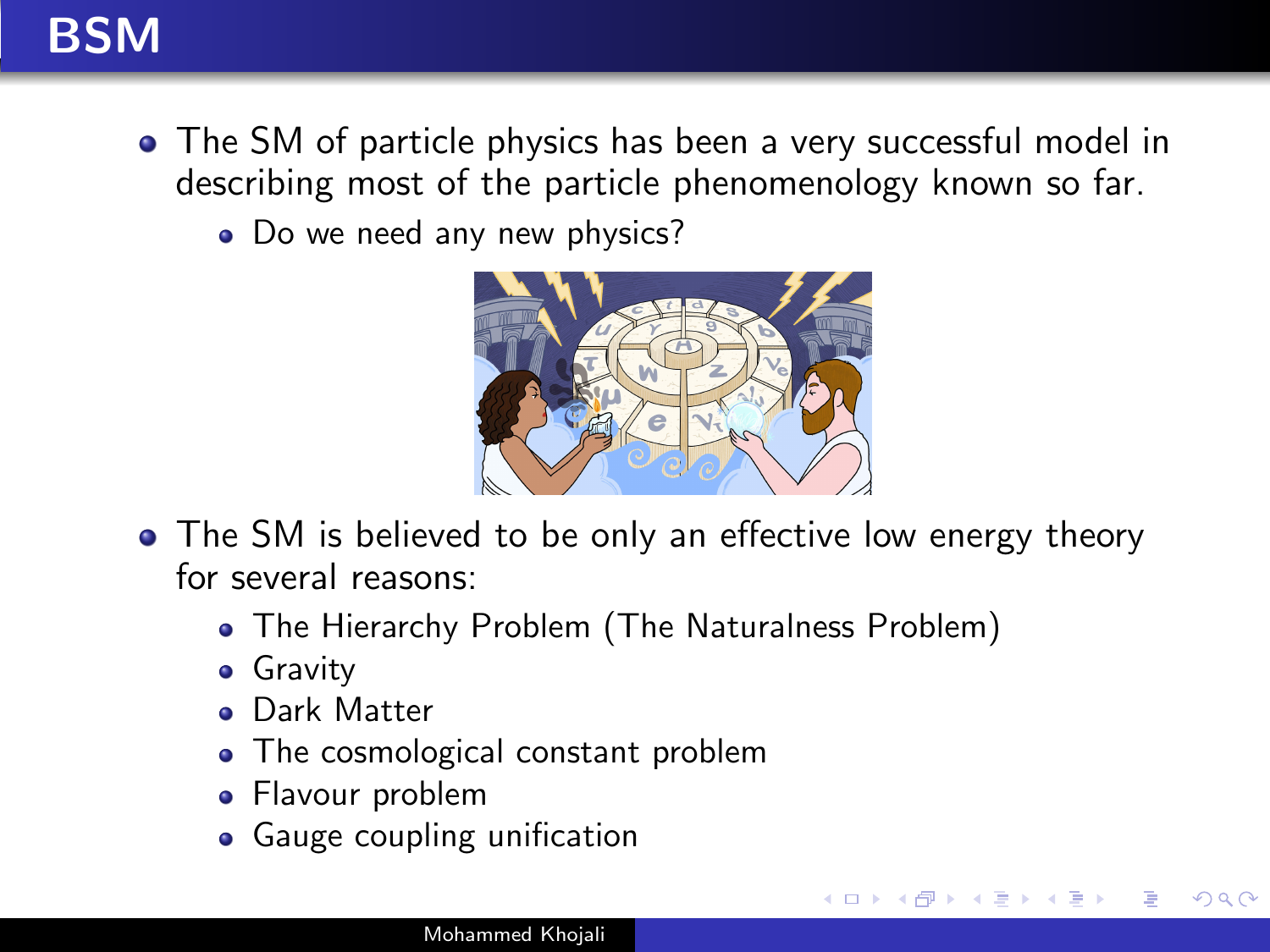# BSM

- The SM of particle physics has been a very successful model in describing most of the particle phenomenology known so far.
  - Do we need any new physics?

- The SM is believed to be only an effective low energy theory for several reasons:
  - The Hierarchy Problem (The Naturalness Problem)
  - Gravity
  - Dark Matter
  - The cosmological constant problem
  - Flavour problem
  - Gauge coupling unification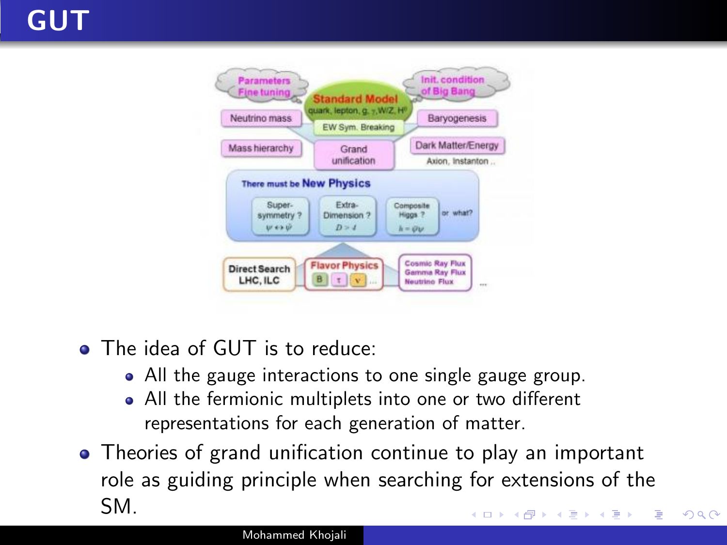# GUT

- The idea of GUT is to reduce:
  - All the gauge interactions to one single gauge group.
  - All the fermionic multiplets into one or two different representations for each generation of matter.
- Theories of grand unification continue to play an important role as guiding principle when searching for extensions of the SM.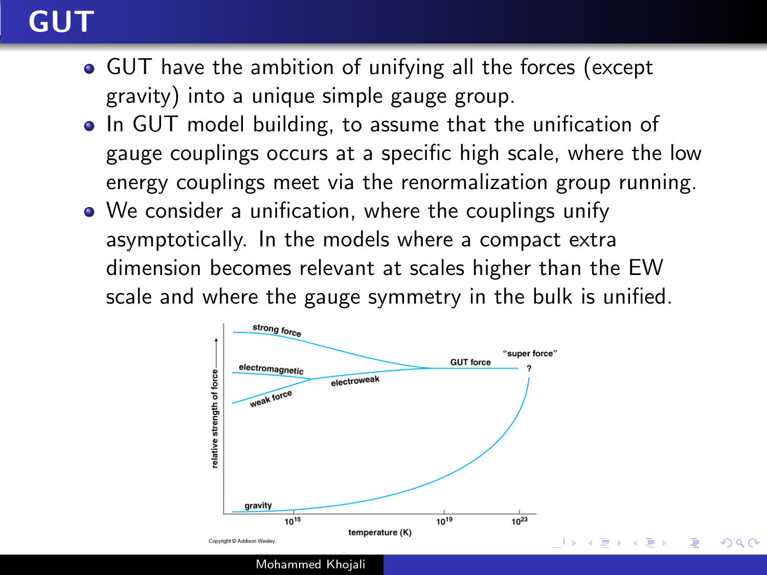# GUT

- GUT have the ambition of unifying all the forces (except gravity) into a unique simple gauge group.
- In GUT model building, to assume that the unification of gauge couplings occurs at a specific high scale, where the low energy couplings meet via the renormalization group running.
- We consider a unification, where the couplings unify asymptotically. In the models where a compact extra dimension becomes relevant at scales higher than the EW scale and where the gauge symmetry in the bulk is unified.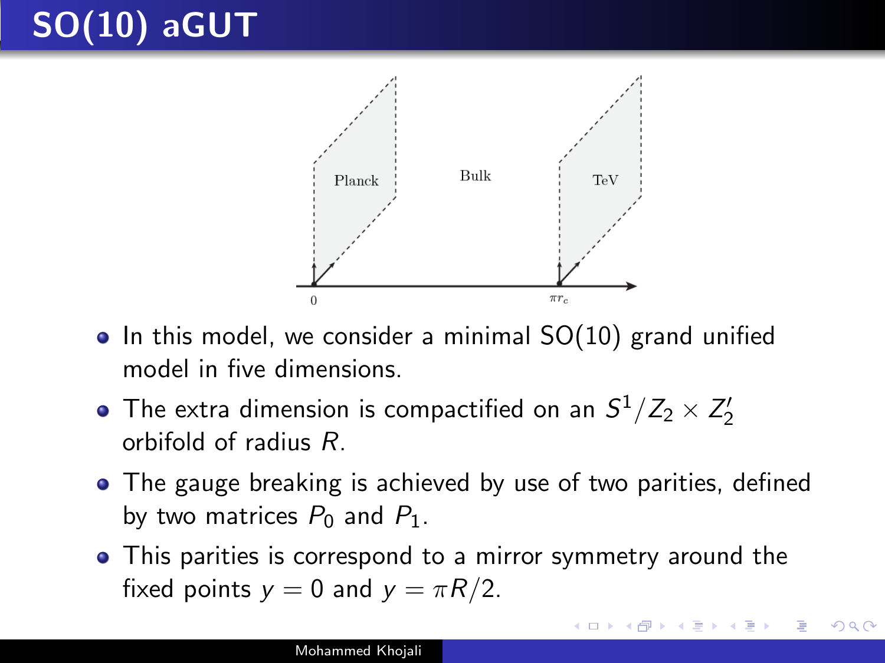# SO(10) aGUT

- In this model, we consider a minimal SO(10) grand unified model in five dimensions.
- The extra dimension is compactified on an $S^1/Z_2 \times Z_2'$ orbifold of radius $R$.
- The gauge breaking is achieved by use of two parities, defined by two matrices $P_0$ and $P_1$.
- This parities is correspond to a mirror symmetry around the fixed points $y = 0$ and $y = \pi R/2$.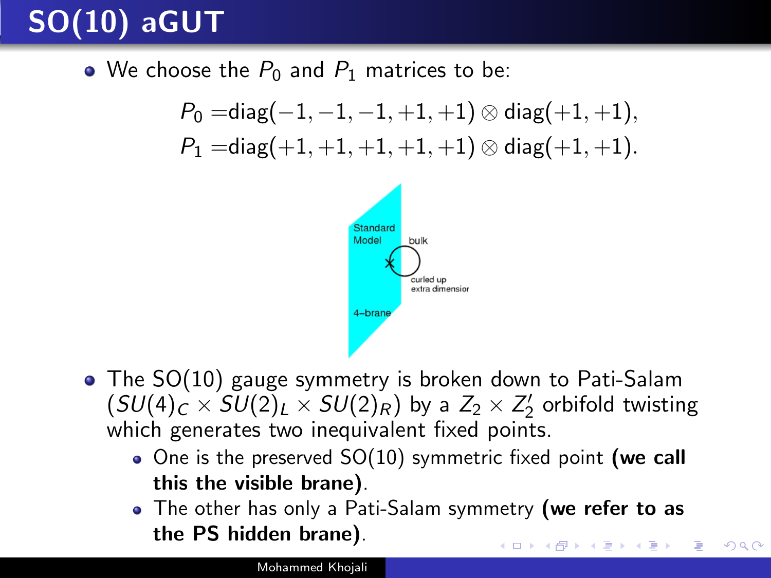# SO(10) aGUT

- We choose the $P_0$ and $P_1$ matrices to be:

$$P_0 = \text{diag}(-1,-1,-1,+1,+1) \otimes \text{diag}(+1,+1),$$
$$P_1 = \text{diag}(+1,+1,+1,+1,+1) \otimes \text{diag}(+1,+1).$$

- The SO(10) gauge symmetry is broken down to Pati-Salam ($SU(4)_C \times SU(2)_L \times SU(2)_R$) by a $Z_2 \times Z_2'$ orbifold twisting which generates two inequivalent fixed points.
  - One is the preserved SO(10) symmetric fixed point **(we call this the visible brane)**.
  - The other has only a Pati-Salam symmetry **(we refer to as the PS hidden brane)**.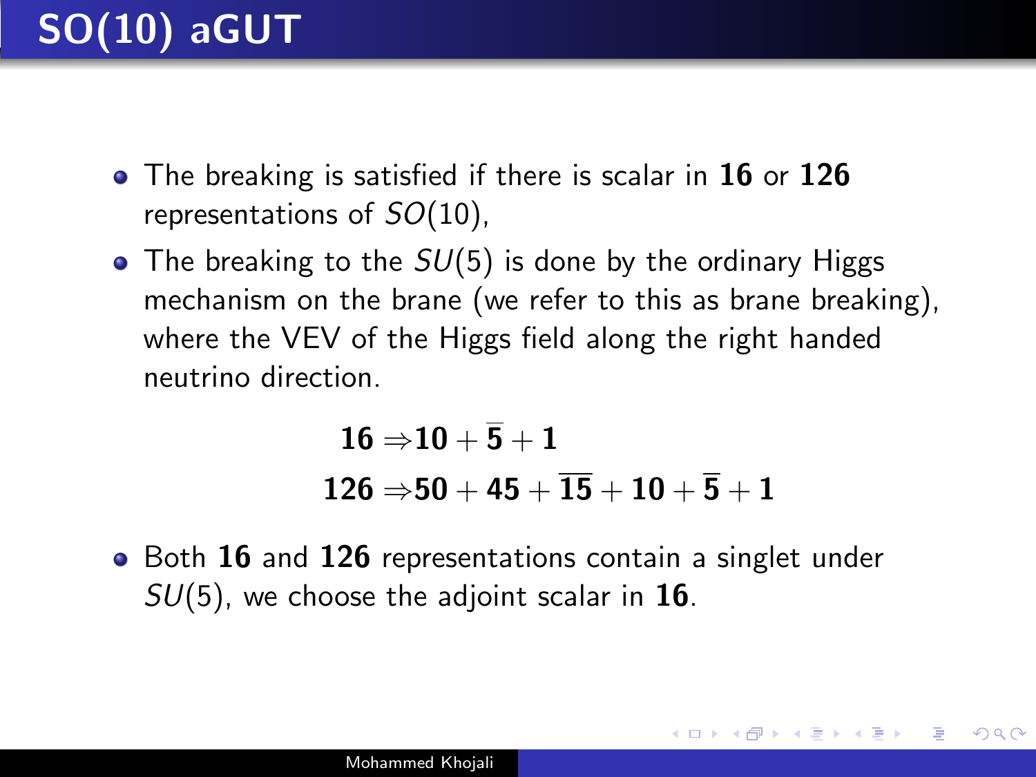# SO(10) aGUT

- The breaking is satisfied if there is scalar in **16** or **126** representations of $SO(10)$,
- The breaking to the $SU(5)$ is done by the ordinary Higgs mechanism on the brane (we refer to this as brane breaking), where the VEV of the Higgs field along the right handed neutrino direction.

$$\mathbf{16} \Rightarrow \mathbf{10} + \overline{\mathbf{5}} + \mathbf{1}$$
$$\mathbf{126} \Rightarrow \mathbf{50} + \mathbf{45} + \overline{\mathbf{15}} + \mathbf{10} + \overline{\mathbf{5}} + \mathbf{1}$$

- Both **16** and **126** representations contain a singlet under $SU(5)$, we choose the adjoint scalar in **16**.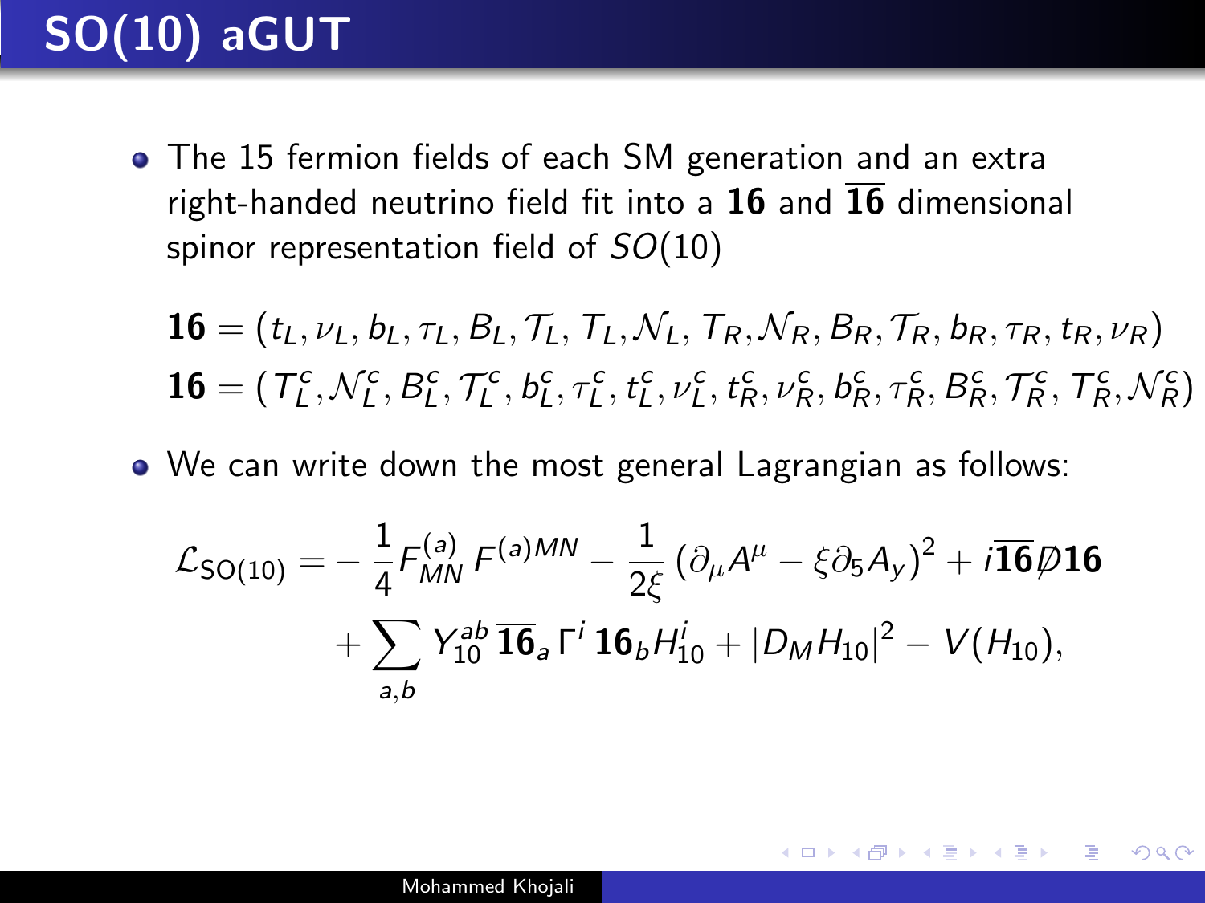# SO(10) aGUT

- The 15 fermion fields of each SM generation and an extra right-handed neutrino field fit into a **16** and $\overline{\mathbf{16}}$ dimensional spinor representation field of $SO(10)$

$$\mathbf{16} = (t_L, \nu_L, b_L, \tau_L, B_L, \mathcal{T}_L, T_L, \mathcal{N}_L, T_R, \mathcal{N}_R, B_R, \mathcal{T}_R, b_R, \tau_R, t_R, \nu_R)$$
$$\overline{\mathbf{16}} = (T_L^c, \mathcal{N}_L^c, B_L^c, \mathcal{T}_L^c, b_L^c, \tau_L^c, t_L^c, \nu_L^c, t_R^c, \nu_R^c, b_R^c, \tau_R^c, B_R^c, \mathcal{T}_R^c, T_R^c, \mathcal{N}_R^c)$$

- We can write down the most general Lagrangian as follows:

$$\mathcal{L}_{\mathrm{SO(10)}} = -\frac{1}{4} F_{MN}^{(a)} F^{(a)MN} - \frac{1}{2\xi} \left(\partial_\mu A^\mu - \xi \partial_5 A_y\right)^2 + i \overline{\mathbf{16}} \not{D} \mathbf{16}$$
$$+ \sum_{a,b} Y_{10}^{ab} \, \overline{\mathbf{16}}_a \, \Gamma^i \, \mathbf{16}_b H_{10}^i + |D_M H_{10}|^2 - V(H_{10}),$$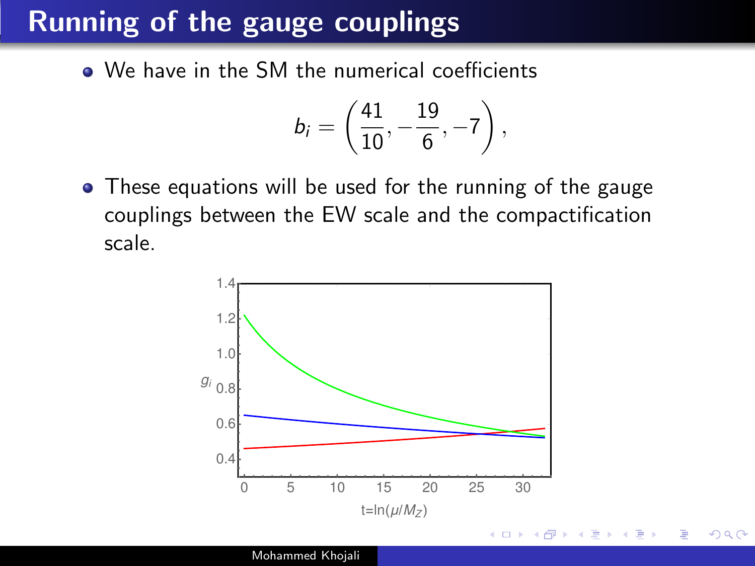## Running of the gauge couplings

- We have in the SM the numerical coefficients

$$b_i = \left(\frac{41}{10}, -\frac{19}{6}, -7\right),$$

- These equations will be used for the running of the gauge couplings between the EW scale and the compactification scale.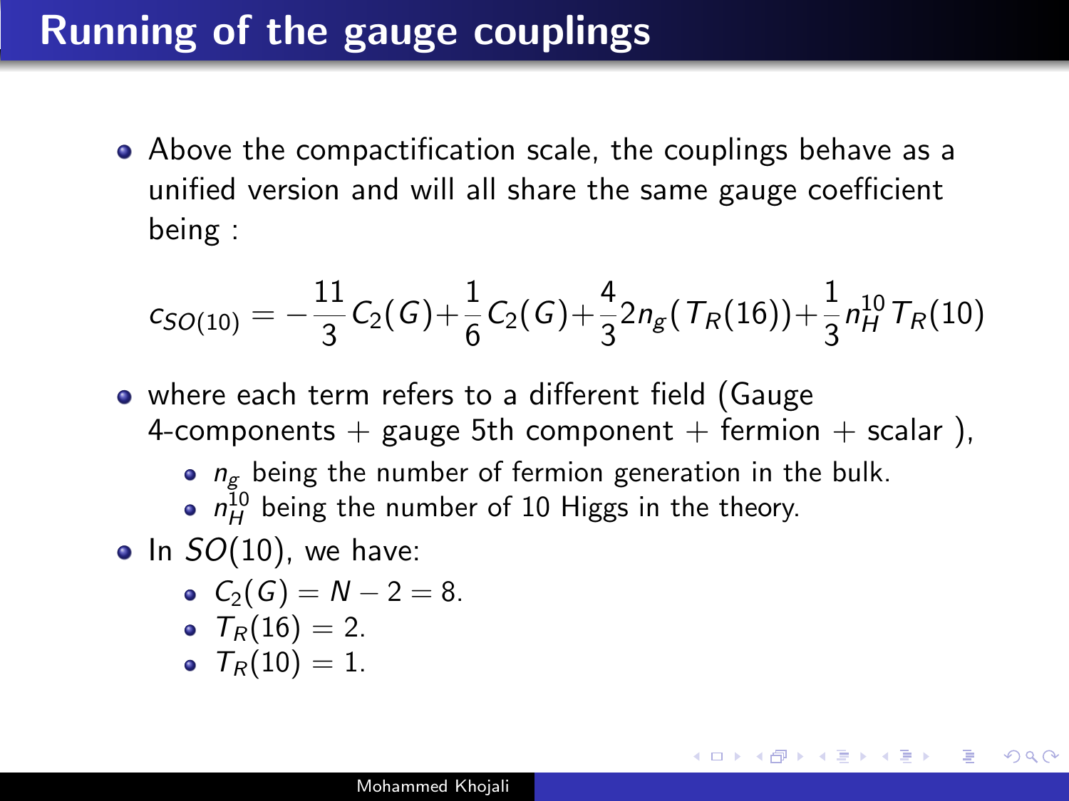# Running of the gauge couplings

- Above the compactification scale, the couplings behave as a unified version and will all share the same gauge coefficient being :

$$c_{SO(10)} = -\frac{11}{3}C_2(G) + \frac{1}{6}C_2(G) + \frac{4}{3}2n_g(T_R(16)) + \frac{1}{3}n_H^{10}T_R(10)$$

- where each term refers to a different field (Gauge 4-components + gauge 5th component + fermion + scalar ),
  - $n_g$ being the number of fermion generation in the bulk.
  - $n_H^{10}$ being the number of 10 Higgs in the theory.
- In $SO(10)$, we have:
  - $C_2(G) = N - 2 = 8$.
  - $T_R(16) = 2$.
  - $T_R(10) = 1$.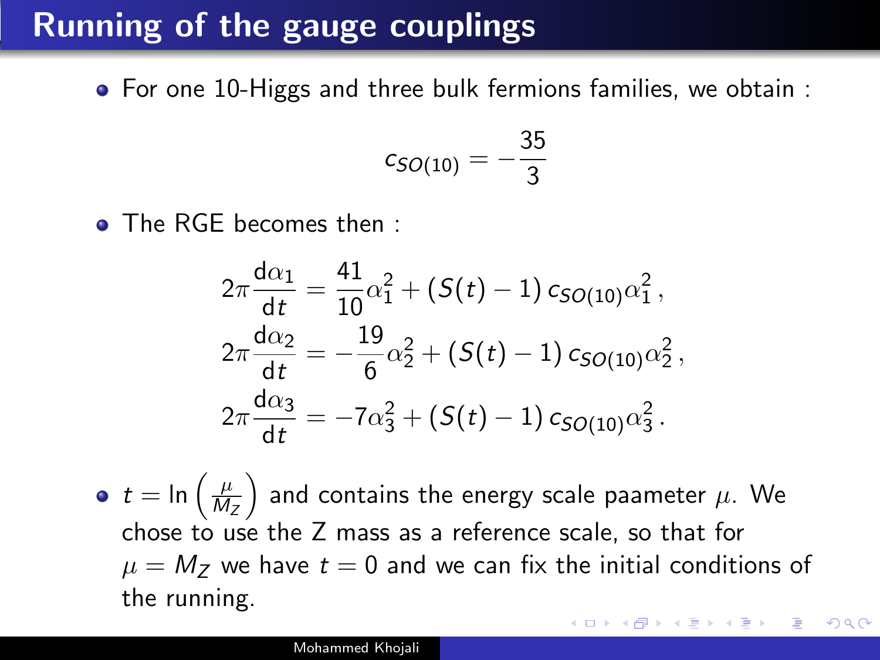# Running of the gauge couplings

- For one 10-Higgs and three bulk fermions families, we obtain :

$$c_{SO(10)} = -\frac{35}{3}$$

- The RGE becomes then :

$$
\begin{aligned}
2\pi \frac{\mathrm{d}\alpha_1}{\mathrm{d}t} &= \frac{41}{10}\alpha_1^2 + (S(t) - 1)\, c_{SO(10)}\alpha_1^2 \,, \\
2\pi \frac{\mathrm{d}\alpha_2}{\mathrm{d}t} &= -\frac{19}{6}\alpha_2^2 + (S(t) - 1)\, c_{SO(10)}\alpha_2^2 \,, \\
2\pi \frac{\mathrm{d}\alpha_3}{\mathrm{d}t} &= -7\alpha_3^2 + (S(t) - 1)\, c_{SO(10)}\alpha_3^2 \,.
\end{aligned}
$$

- $t = \ln\left(\frac{\mu}{M_Z}\right)$ and contains the energy scale paameter $\mu$. We chose to use the Z mass as a reference scale, so that for $\mu = M_Z$ we have $t = 0$ and we can fix the initial conditions of the running.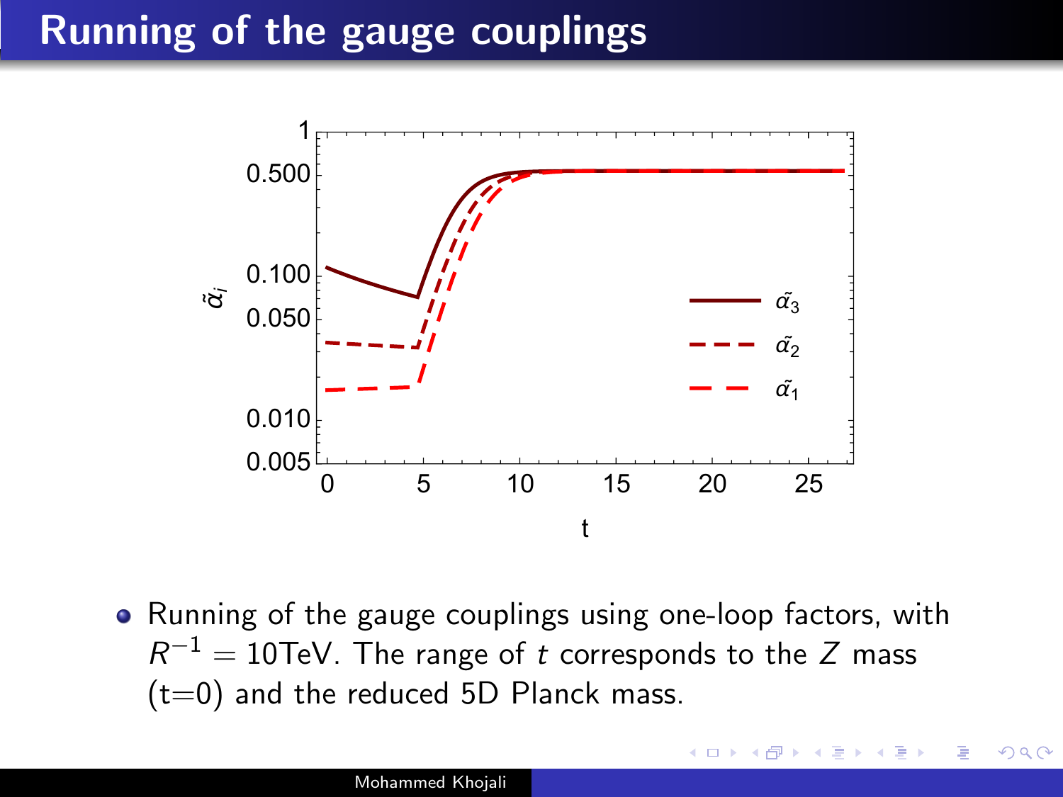# Running of the gauge couplings

- Running of the gauge couplings using one-loop factors, with $R^{-1} = 10\text{TeV}$. The range of $t$ corresponds to the $Z$ mass (t=0) and the reduced 5D Planck mass.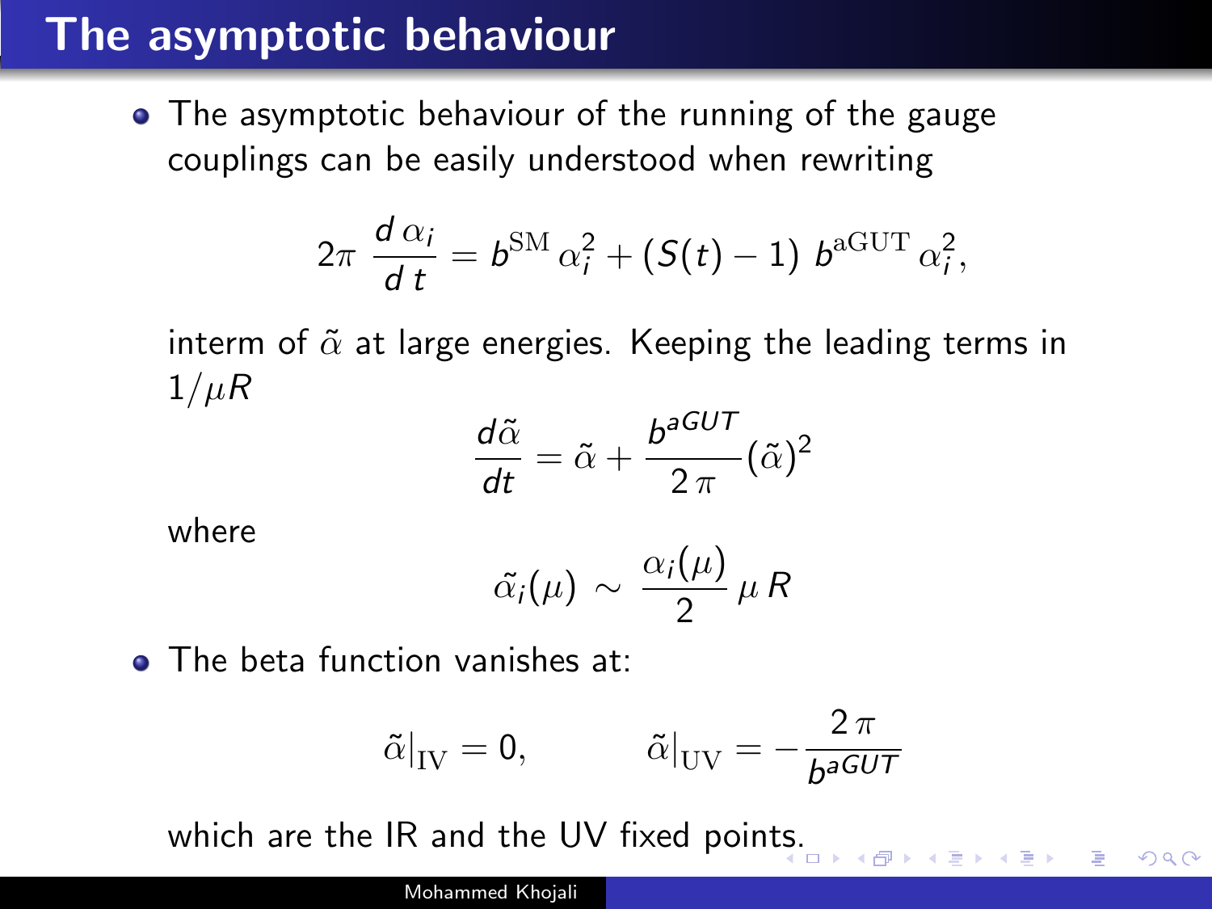# The asymptotic behaviour

- The asymptotic behaviour of the running of the gauge couplings can be easily understood when rewriting

$$2\pi \, \frac{d \, \alpha_i}{d \, t} = b^{\mathrm{SM}} \, \alpha_i^2 + (S(t) - 1) \; b^{\mathrm{aGUT}} \, \alpha_i^2 ,$$

interm of $\tilde{\alpha}$ at large energies. Keeping the leading terms in $1/\mu R$

$$\frac{d\tilde{\alpha}}{dt} = \tilde{\alpha} + \frac{b^{aGUT}}{2\,\pi}(\tilde{\alpha})^2$$

where

$$\tilde{\alpha}_i(\mu) \, \sim \, \frac{\alpha_i(\mu)}{2} \, \mu \, R$$

- The beta function vanishes at:

$$\tilde{\alpha}|_{\mathrm{IV}} = 0, \qquad \qquad \tilde{\alpha}|_{\mathrm{UV}} = -\frac{2\,\pi}{b^{aGUT}}$$

which are the IR and the UV fixed points.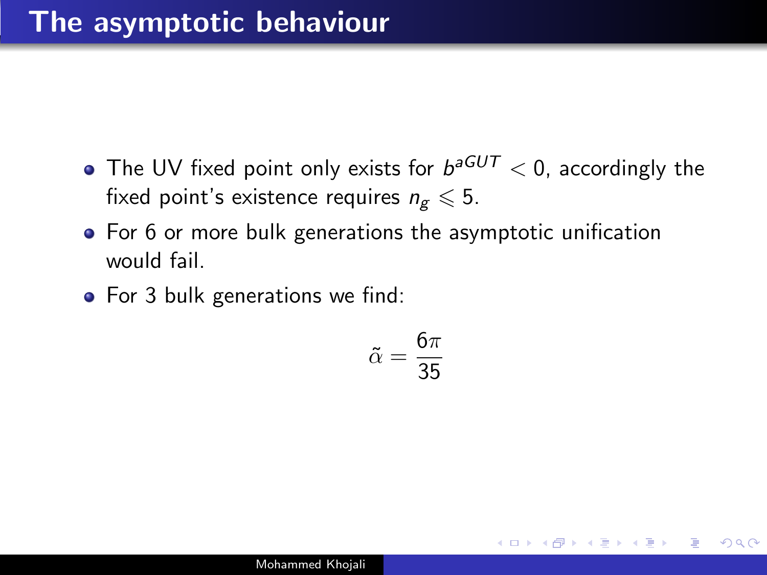# The asymptotic behaviour

- The UV fixed point only exists for $b^{aGUT} < 0$, accordingly the fixed point's existence requires $n_g \leqslant 5$.
- For 6 or more bulk generations the asymptotic unification would fail.
- For 3 bulk generations we find:

$$\tilde{\alpha} = \frac{6\pi}{35}$$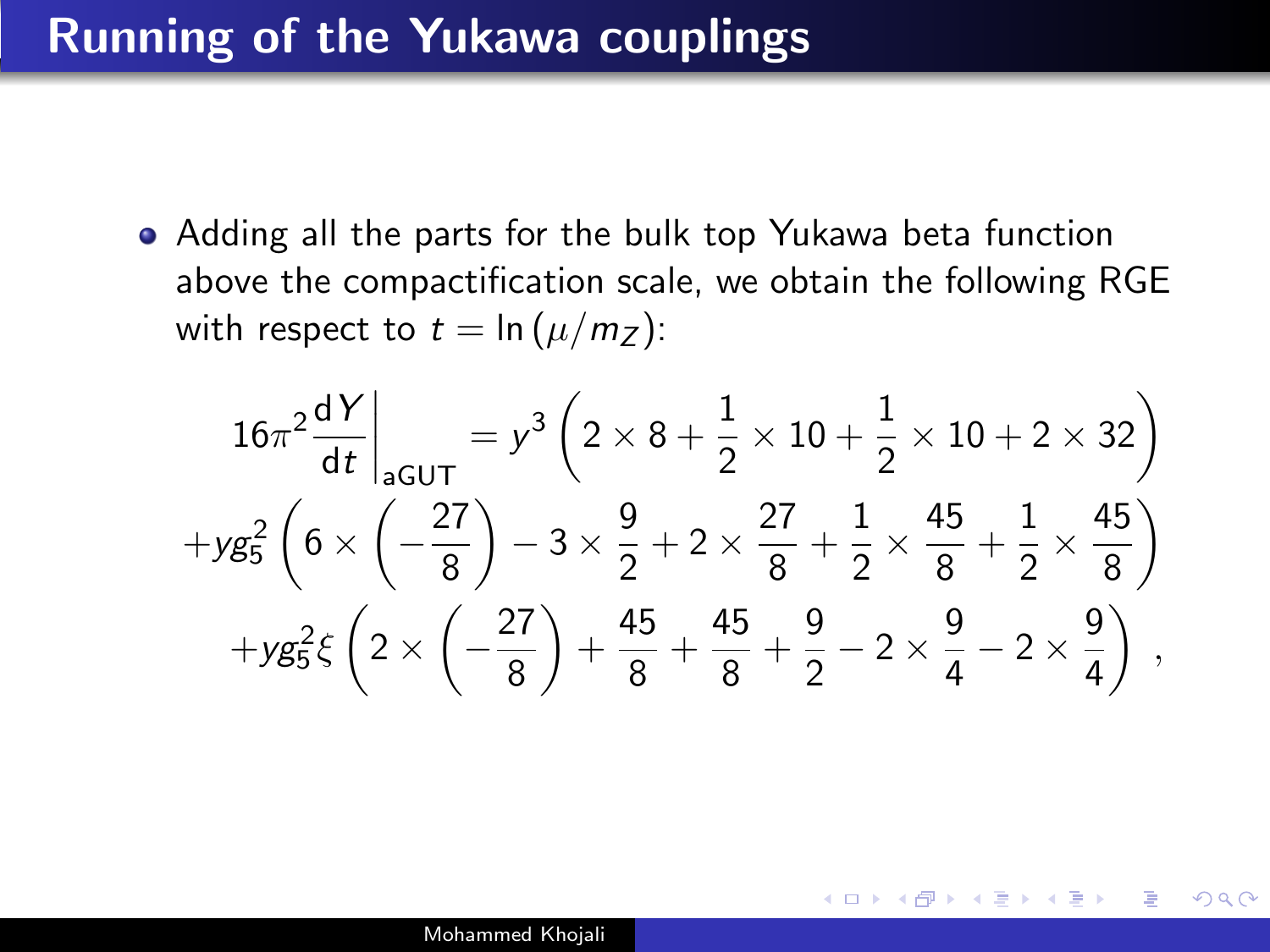# Running of the Yukawa couplings

- Adding all the parts for the bulk top Yukawa beta function above the compactification scale, we obtain the following RGE with respect to $t = \ln(\mu/m_Z)$:

$$
\begin{aligned}
16\pi^2 \frac{\mathrm{d}Y}{\mathrm{d}t}\bigg|_{\mathrm{aGUT}} &= y^3 \left(2 \times 8 + \frac{1}{2} \times 10 + \frac{1}{2} \times 10 + 2 \times 32\right) \\
&+ y g_5^2 \left(6 \times \left(-\frac{27}{8}\right) - 3 \times \frac{9}{2} + 2 \times \frac{27}{8} + \frac{1}{2} \times \frac{45}{8} + \frac{1}{2} \times \frac{45}{8}\right) \\
&+ y g_5^2 \xi \left(2 \times \left(-\frac{27}{8}\right) + \frac{45}{8} + \frac{45}{8} + \frac{9}{2} - 2 \times \frac{9}{4} - 2 \times \frac{9}{4}\right) ,
\end{aligned}
$$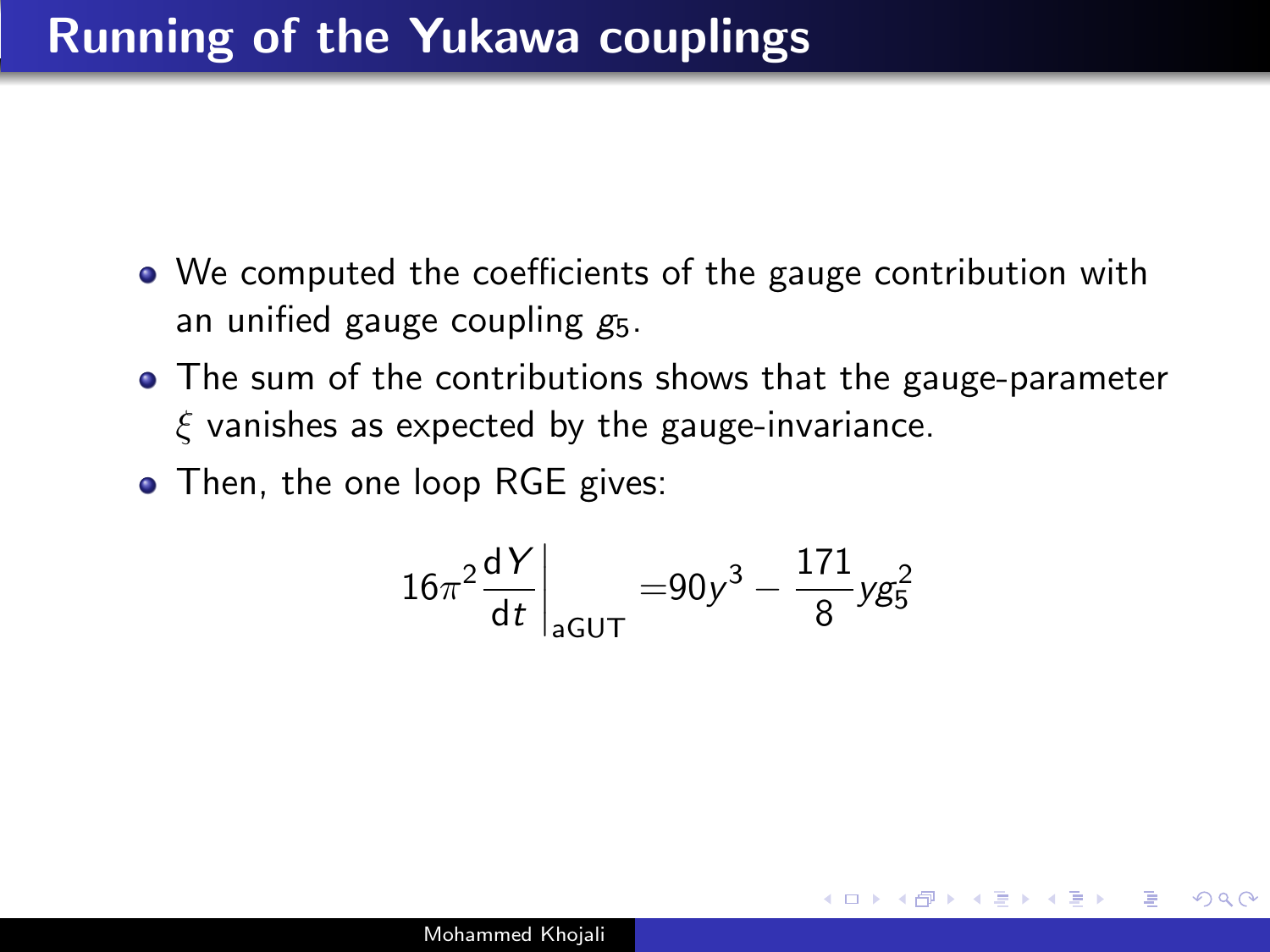# Running of the Yukawa couplings

- We computed the coefficients of the gauge contribution with an unified gauge coupling $g_5$.
- The sum of the contributions shows that the gauge-parameter $\xi$ vanishes as expected by the gauge-invariance.
- Then, the one loop RGE gives:

$$16\pi^2 \frac{\mathrm{d}Y}{\mathrm{d}t}\bigg|_{\mathrm{aGUT}} = 90y^3 - \frac{171}{8} y g_5^2$$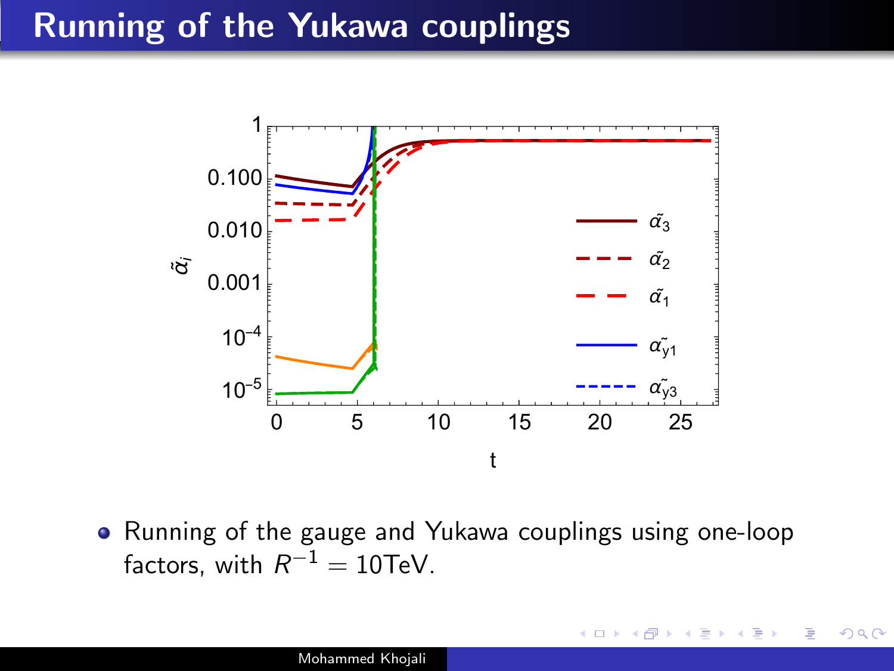# Running of the Yukawa couplings

- Running of the gauge and Yukawa couplings using one-loop factors, with $R^{-1} = 10\text{TeV}$.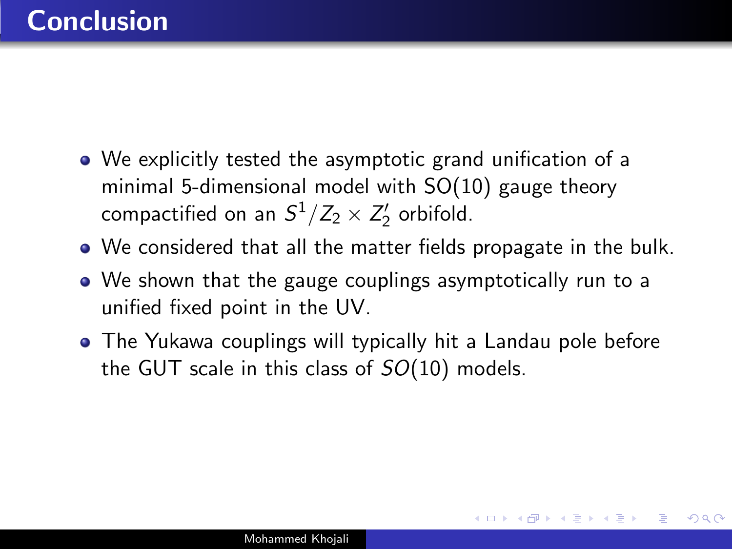# Conclusion

- We explicitly tested the asymptotic grand unification of a minimal 5-dimensional model with SO(10) gauge theory compactified on an $S^1/Z_2 \times Z_2'$ orbifold.
- We considered that all the matter fields propagate in the bulk.
- We shown that the gauge couplings asymptotically run to a unified fixed point in the UV.
- The Yukawa couplings will typically hit a Landau pole before the GUT scale in this class of $SO(10)$ models.